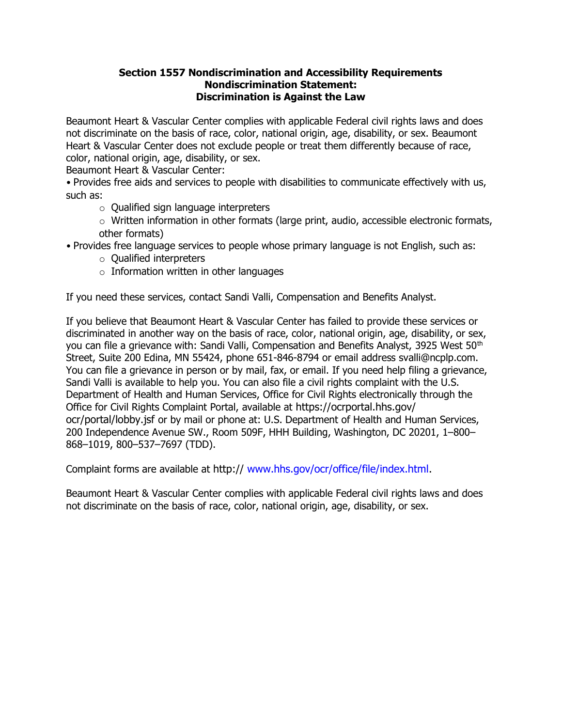**Section 1557 Nondiscrimination and Accessibility Requirements**
**Nondiscrimination Statement:**
**Discrimination is Against the Law**

Beaumont Heart & Vascular Center complies with applicable Federal civil rights laws and does not discriminate on the basis of race, color, national origin, age, disability, or sex. Beaumont Heart & Vascular Center does not exclude people or treat them differently because of race, color, national origin, age, disability, or sex.

Beaumont Heart & Vascular Center:

- Provides free aids and services to people with disabilities to communicate effectively with us, such as:
  - Qualified sign language interpreters
  - Written information in other formats (large print, audio, accessible electronic formats, other formats)
- Provides free language services to people whose primary language is not English, such as:
  - Qualified interpreters
  - Information written in other languages

If you need these services, contact Sandi Valli, Compensation and Benefits Analyst.

If you believe that Beaumont Heart & Vascular Center has failed to provide these services or discriminated in another way on the basis of race, color, national origin, age, disability, or sex, you can file a grievance with: Sandi Valli, Compensation and Benefits Analyst, 3925 West 50th Street, Suite 200 Edina, MN 55424, phone 651-846-8794 or email address svalli@ncplp.com. You can file a grievance in person or by mail, fax, or email. If you need help filing a grievance, Sandi Valli is available to help you. You can also file a civil rights complaint with the U.S. Department of Health and Human Services, Office for Civil Rights electronically through the Office for Civil Rights Complaint Portal, available at https://ocrportal.hhs.gov/ocr/portal/lobby.jsf or by mail or phone at: U.S. Department of Health and Human Services, 200 Independence Avenue SW., Room 509F, HHH Building, Washington, DC 20201, 1–800–868–1019, 800–537–7697 (TDD).

Complaint forms are available at http:// www.hhs.gov/ocr/office/file/index.html.

Beaumont Heart & Vascular Center complies with applicable Federal civil rights laws and does not discriminate on the basis of race, color, national origin, age, disability, or sex.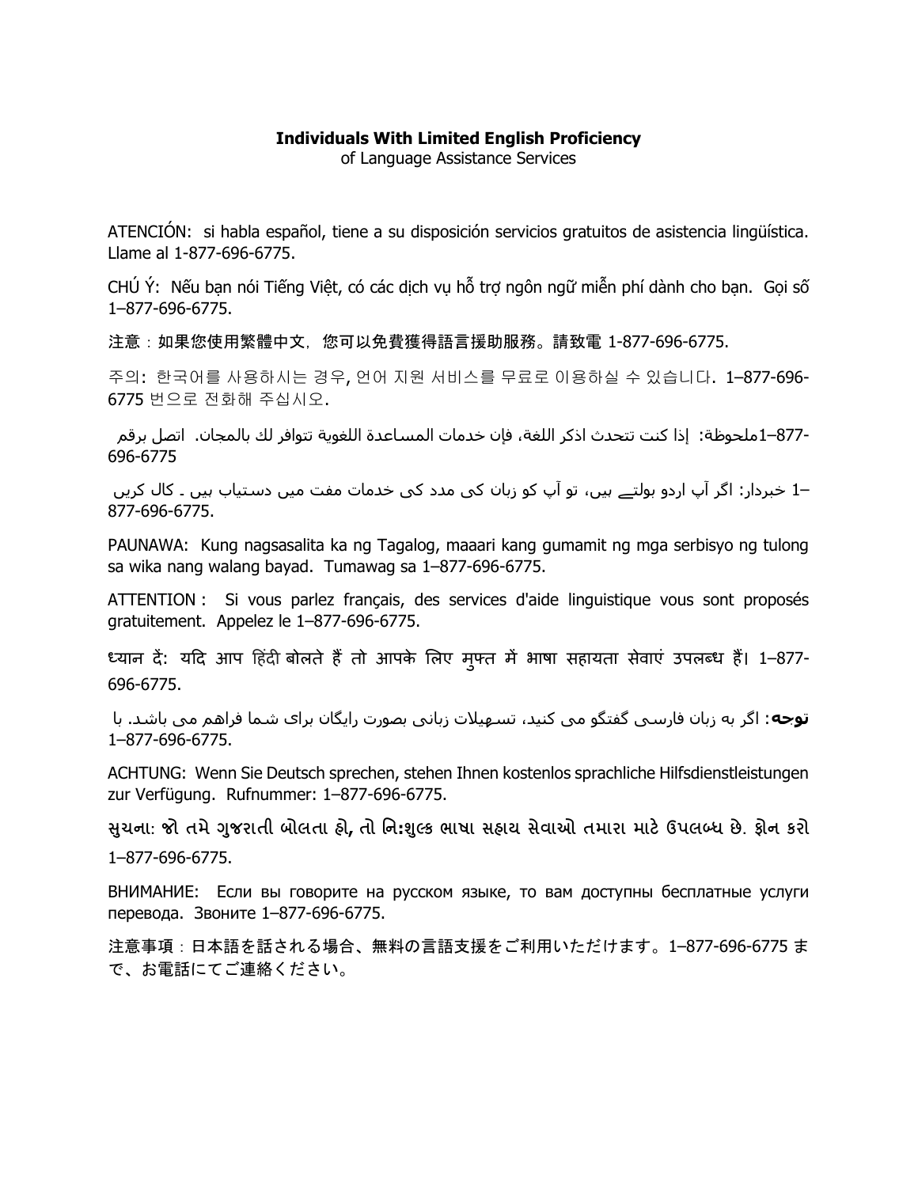**Individuals With Limited English Proficiency**

of Language Assistance Services

ATENCIÓN: si habla español, tiene a su disposición servicios gratuitos de asistencia lingüística. Llame al 1-877-696-6775.

CHÚ Ý: Nếu bạn nói Tiếng Việt, có các dịch vụ hỗ trợ ngôn ngữ miễn phí dành cho bạn. Gọi số 1–877-696-6775.

注意：如果您使用繁體中文，您可以免費獲得語言援助服務。請致電 1-877-696-6775.

주의: 한국어를 사용하시는 경우, 언어 지원 서비스를 무료로 이용하실 수 있습니다. 1–877-696-6775 번으로 전화해 주십시오.

ملحوظة: إذا كنت تتحدث اذكر اللغة، فإن خدمات المساعدة اللغوية تتوافر لك بالمجان. اتصل برقم 1–877-696-6775

خبردار: اگر آپ اردو بولتے ہیں، تو آپ کو زبان کی مدد کی خدمات مفت میں دستیاب ہیں ۔ کال کریں 1–877-696-6775.

PAUNAWA: Kung nagsasalita ka ng Tagalog, maaari kang gumamit ng mga serbisyo ng tulong sa wika nang walang bayad. Tumawag sa 1–877-696-6775.

ATTENTION : Si vous parlez français, des services d'aide linguistique vous sont proposés gratuitement. Appelez le 1–877-696-6775.

ध्यान दें: यदि आप हिंदी बोलते हैं तो आपके लिए मुफ्त में भाषा सहायता सेवाएं उपलब्ध हैं। 1–877-696-6775.

**توجه**: اگر به زبان فارسی گفتگو می کنید، تسهیلات زبانی بصورت رایگان برای شما فراهم می باشد. با 1–877-696-6775.

ACHTUNG: Wenn Sie Deutsch sprechen, stehen Ihnen kostenlos sprachliche Hilfsdienstleistungen zur Verfügung. Rufnummer: 1–877-696-6775.

સુચના: જો તમે ગુજરાતી બોલતા હો, તો નિઃશુલ્ક ભાષા સહાય સેવાઓ તમારા માટે ઉપલબ્ધ છે. ફોન કરો 1–877-696-6775.

ВНИМАНИЕ: Если вы говорите на русском языке, то вам доступны бесплатные услуги перевода. Звоните 1–877-696-6775.

注意事項：日本語を話される場合、無料の言語支援をご利用いただけます。1–877-696-6775 まで、お電話にてご連絡ください。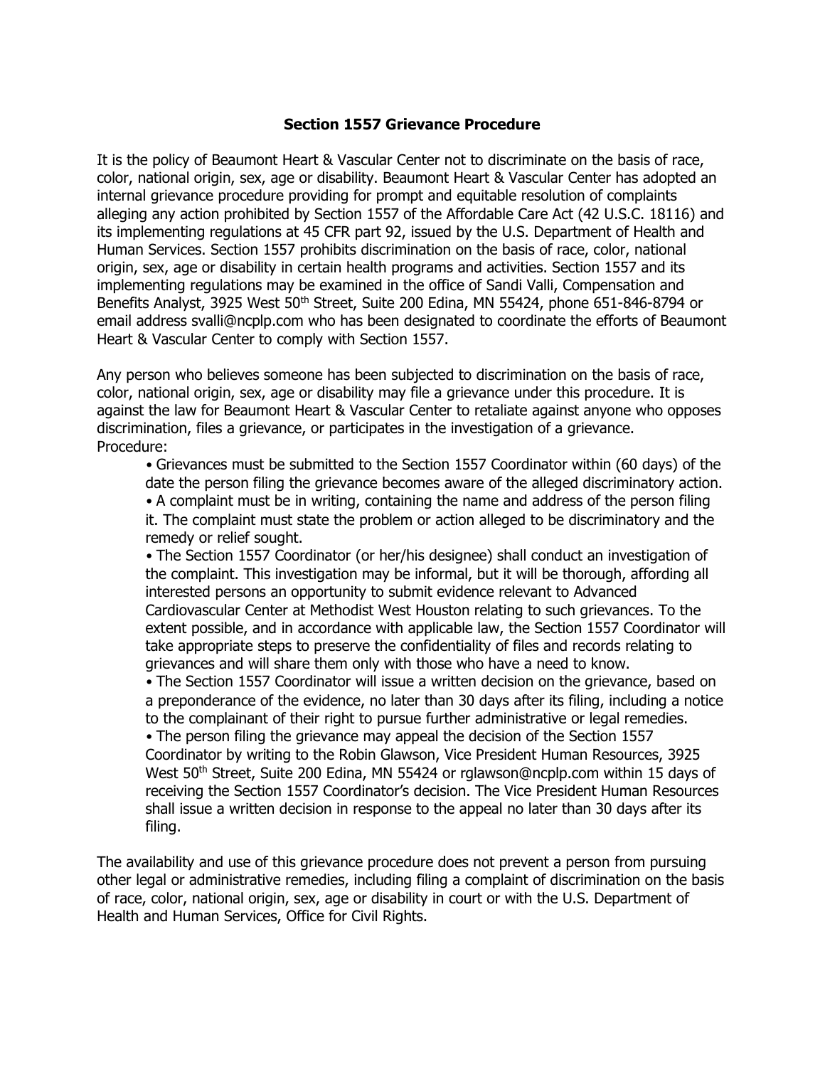## Section 1557 Grievance Procedure

It is the policy of Beaumont Heart & Vascular Center not to discriminate on the basis of race, color, national origin, sex, age or disability. Beaumont Heart & Vascular Center has adopted an internal grievance procedure providing for prompt and equitable resolution of complaints alleging any action prohibited by Section 1557 of the Affordable Care Act (42 U.S.C. 18116) and its implementing regulations at 45 CFR part 92, issued by the U.S. Department of Health and Human Services. Section 1557 prohibits discrimination on the basis of race, color, national origin, sex, age or disability in certain health programs and activities. Section 1557 and its implementing regulations may be examined in the office of Sandi Valli, Compensation and Benefits Analyst, 3925 West 50th Street, Suite 200 Edina, MN 55424, phone 651-846-8794 or email address svalli@ncplp.com who has been designated to coordinate the efforts of Beaumont Heart & Vascular Center to comply with Section 1557.

Any person who believes someone has been subjected to discrimination on the basis of race, color, national origin, sex, age or disability may file a grievance under this procedure. It is against the law for Beaumont Heart & Vascular Center to retaliate against anyone who opposes discrimination, files a grievance, or participates in the investigation of a grievance.

Procedure:

- Grievances must be submitted to the Section 1557 Coordinator within (60 days) of the date the person filing the grievance becomes aware of the alleged discriminatory action.
- A complaint must be in writing, containing the name and address of the person filing it. The complaint must state the problem or action alleged to be discriminatory and the remedy or relief sought.
- The Section 1557 Coordinator (or her/his designee) shall conduct an investigation of the complaint. This investigation may be informal, but it will be thorough, affording all interested persons an opportunity to submit evidence relevant to Advanced Cardiovascular Center at Methodist West Houston relating to such grievances. To the extent possible, and in accordance with applicable law, the Section 1557 Coordinator will take appropriate steps to preserve the confidentiality of files and records relating to grievances and will share them only with those who have a need to know.
- The Section 1557 Coordinator will issue a written decision on the grievance, based on a preponderance of the evidence, no later than 30 days after its filing, including a notice to the complainant of their right to pursue further administrative or legal remedies.
- The person filing the grievance may appeal the decision of the Section 1557 Coordinator by writing to the Robin Glawson, Vice President Human Resources, 3925 West 50th Street, Suite 200 Edina, MN 55424 or rglawson@ncplp.com within 15 days of receiving the Section 1557 Coordinator's decision. The Vice President Human Resources shall issue a written decision in response to the appeal no later than 30 days after its filing.

The availability and use of this grievance procedure does not prevent a person from pursuing other legal or administrative remedies, including filing a complaint of discrimination on the basis of race, color, national origin, sex, age or disability in court or with the U.S. Department of Health and Human Services, Office for Civil Rights.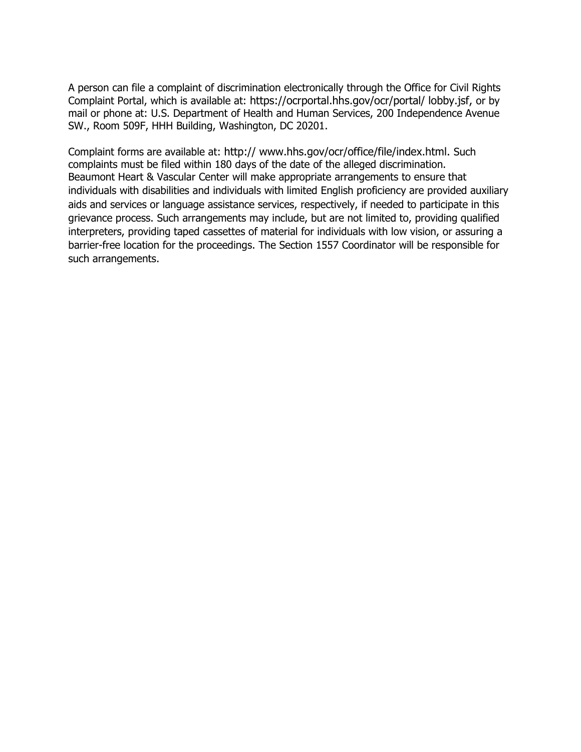A person can file a complaint of discrimination electronically through the Office for Civil Rights Complaint Portal, which is available at: https://ocrportal.hhs.gov/ocr/portal/ lobby.jsf, or by mail or phone at: U.S. Department of Health and Human Services, 200 Independence Avenue SW., Room 509F, HHH Building, Washington, DC 20201.

Complaint forms are available at: http:// www.hhs.gov/ocr/office/file/index.html. Such complaints must be filed within 180 days of the date of the alleged discrimination. Beaumont Heart & Vascular Center will make appropriate arrangements to ensure that individuals with disabilities and individuals with limited English proficiency are provided auxiliary aids and services or language assistance services, respectively, if needed to participate in this grievance process. Such arrangements may include, but are not limited to, providing qualified interpreters, providing taped cassettes of material for individuals with low vision, or assuring a barrier-free location for the proceedings. The Section 1557 Coordinator will be responsible for such arrangements.